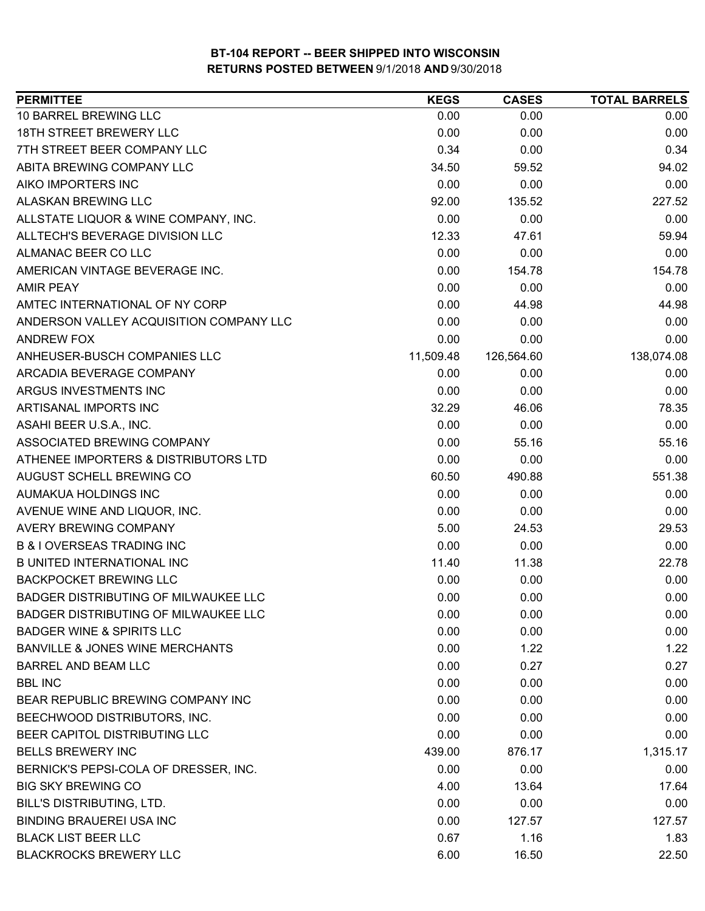# BT-104 REPORT -- BEER SHIPPED INTO WISCONSIN
## RETURNS POSTED BETWEEN 9/1/2018 AND 9/30/2018

| PERMITTEE | KEGS | CASES | TOTAL BARRELS |
|---|---|---|---|
| 10 BARREL BREWING LLC | 0.00 | 0.00 | 0.00 |
| 18TH STREET BREWERY LLC | 0.00 | 0.00 | 0.00 |
| 7TH STREET BEER COMPANY LLC | 0.34 | 0.00 | 0.34 |
| ABITA BREWING COMPANY LLC | 34.50 | 59.52 | 94.02 |
| AIKO IMPORTERS INC | 0.00 | 0.00 | 0.00 |
| ALASKAN BREWING LLC | 92.00 | 135.52 | 227.52 |
| ALLSTATE LIQUOR & WINE COMPANY, INC. | 0.00 | 0.00 | 0.00 |
| ALLTECH'S BEVERAGE DIVISION LLC | 12.33 | 47.61 | 59.94 |
| ALMANAC BEER CO LLC | 0.00 | 0.00 | 0.00 |
| AMERICAN VINTAGE BEVERAGE INC. | 0.00 | 154.78 | 154.78 |
| AMIR PEAY | 0.00 | 0.00 | 0.00 |
| AMTEC INTERNATIONAL OF NY CORP | 0.00 | 44.98 | 44.98 |
| ANDERSON VALLEY ACQUISITION COMPANY LLC | 0.00 | 0.00 | 0.00 |
| ANDREW FOX | 0.00 | 0.00 | 0.00 |
| ANHEUSER-BUSCH COMPANIES LLC | 11,509.48 | 126,564.60 | 138,074.08 |
| ARCADIA BEVERAGE COMPANY | 0.00 | 0.00 | 0.00 |
| ARGUS INVESTMENTS INC | 0.00 | 0.00 | 0.00 |
| ARTISANAL IMPORTS INC | 32.29 | 46.06 | 78.35 |
| ASAHI BEER U.S.A., INC. | 0.00 | 0.00 | 0.00 |
| ASSOCIATED BREWING COMPANY | 0.00 | 55.16 | 55.16 |
| ATHENEE IMPORTERS & DISTRIBUTORS LTD | 0.00 | 0.00 | 0.00 |
| AUGUST SCHELL BREWING CO | 60.50 | 490.88 | 551.38 |
| AUMAKUA HOLDINGS INC | 0.00 | 0.00 | 0.00 |
| AVENUE WINE AND LIQUOR, INC. | 0.00 | 0.00 | 0.00 |
| AVERY BREWING COMPANY | 5.00 | 24.53 | 29.53 |
| B & I OVERSEAS TRADING INC | 0.00 | 0.00 | 0.00 |
| B UNITED INTERNATIONAL INC | 11.40 | 11.38 | 22.78 |
| BACKPOCKET BREWING LLC | 0.00 | 0.00 | 0.00 |
| BADGER DISTRIBUTING OF MILWAUKEE LLC | 0.00 | 0.00 | 0.00 |
| BADGER DISTRIBUTING OF MILWAUKEE LLC | 0.00 | 0.00 | 0.00 |
| BADGER WINE & SPIRITS LLC | 0.00 | 0.00 | 0.00 |
| BANVILLE & JONES WINE MERCHANTS | 0.00 | 1.22 | 1.22 |
| BARREL AND BEAM LLC | 0.00 | 0.27 | 0.27 |
| BBL INC | 0.00 | 0.00 | 0.00 |
| BEAR REPUBLIC BREWING COMPANY INC | 0.00 | 0.00 | 0.00 |
| BEECHWOOD DISTRIBUTORS, INC. | 0.00 | 0.00 | 0.00 |
| BEER CAPITOL DISTRIBUTING LLC | 0.00 | 0.00 | 0.00 |
| BELLS BREWERY INC | 439.00 | 876.17 | 1,315.17 |
| BERNICK'S PEPSI-COLA OF DRESSER, INC. | 0.00 | 0.00 | 0.00 |
| BIG SKY BREWING CO | 4.00 | 13.64 | 17.64 |
| BILL'S DISTRIBUTING, LTD. | 0.00 | 0.00 | 0.00 |
| BINDING BRAUEREI USA INC | 0.00 | 127.57 | 127.57 |
| BLACK LIST BEER LLC | 0.67 | 1.16 | 1.83 |
| BLACKROCKS BREWERY LLC | 6.00 | 16.50 | 22.50 |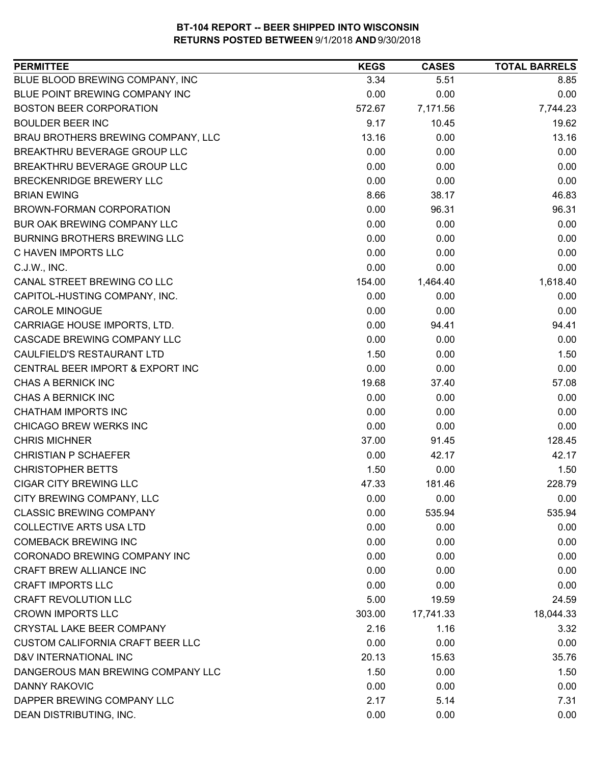**BT-104 REPORT -- BEER SHIPPED INTO WISCONSIN**
**RETURNS POSTED BETWEEN 9/1/2018 AND 9/30/2018**

| PERMITTEE | KEGS | CASES | TOTAL BARRELS |
|---|---|---|---|
| BLUE BLOOD BREWING COMPANY, INC | 3.34 | 5.51 | 8.85 |
| BLUE POINT BREWING COMPANY INC | 0.00 | 0.00 | 0.00 |
| BOSTON BEER CORPORATION | 572.67 | 7,171.56 | 7,744.23 |
| BOULDER BEER INC | 9.17 | 10.45 | 19.62 |
| BRAU BROTHERS BREWING COMPANY, LLC | 13.16 | 0.00 | 13.16 |
| BREAKTHRU BEVERAGE GROUP LLC | 0.00 | 0.00 | 0.00 |
| BREAKTHRU BEVERAGE GROUP LLC | 0.00 | 0.00 | 0.00 |
| BRECKENRIDGE BREWERY LLC | 0.00 | 0.00 | 0.00 |
| BRIAN EWING | 8.66 | 38.17 | 46.83 |
| BROWN-FORMAN CORPORATION | 0.00 | 96.31 | 96.31 |
| BUR OAK BREWING COMPANY LLC | 0.00 | 0.00 | 0.00 |
| BURNING BROTHERS BREWING LLC | 0.00 | 0.00 | 0.00 |
| C HAVEN IMPORTS LLC | 0.00 | 0.00 | 0.00 |
| C.J.W., INC. | 0.00 | 0.00 | 0.00 |
| CANAL STREET BREWING CO LLC | 154.00 | 1,464.40 | 1,618.40 |
| CAPITOL-HUSTING COMPANY, INC. | 0.00 | 0.00 | 0.00 |
| CAROLE MINOGUE | 0.00 | 0.00 | 0.00 |
| CARRIAGE HOUSE IMPORTS, LTD. | 0.00 | 94.41 | 94.41 |
| CASCADE BREWING COMPANY LLC | 0.00 | 0.00 | 0.00 |
| CAULFIELD'S RESTAURANT LTD | 1.50 | 0.00 | 1.50 |
| CENTRAL BEER IMPORT & EXPORT INC | 0.00 | 0.00 | 0.00 |
| CHAS A BERNICK INC | 19.68 | 37.40 | 57.08 |
| CHAS A BERNICK INC | 0.00 | 0.00 | 0.00 |
| CHATHAM IMPORTS INC | 0.00 | 0.00 | 0.00 |
| CHICAGO BREW WERKS INC | 0.00 | 0.00 | 0.00 |
| CHRIS MICHNER | 37.00 | 91.45 | 128.45 |
| CHRISTIAN P SCHAEFER | 0.00 | 42.17 | 42.17 |
| CHRISTOPHER BETTS | 1.50 | 0.00 | 1.50 |
| CIGAR CITY BREWING LLC | 47.33 | 181.46 | 228.79 |
| CITY BREWING COMPANY, LLC | 0.00 | 0.00 | 0.00 |
| CLASSIC BREWING COMPANY | 0.00 | 535.94 | 535.94 |
| COLLECTIVE ARTS USA LTD | 0.00 | 0.00 | 0.00 |
| COMEBACK BREWING INC | 0.00 | 0.00 | 0.00 |
| CORONADO BREWING COMPANY INC | 0.00 | 0.00 | 0.00 |
| CRAFT BREW ALLIANCE INC | 0.00 | 0.00 | 0.00 |
| CRAFT IMPORTS LLC | 0.00 | 0.00 | 0.00 |
| CRAFT REVOLUTION LLC | 5.00 | 19.59 | 24.59 |
| CROWN IMPORTS LLC | 303.00 | 17,741.33 | 18,044.33 |
| CRYSTAL LAKE BEER COMPANY | 2.16 | 1.16 | 3.32 |
| CUSTOM CALIFORNIA CRAFT BEER LLC | 0.00 | 0.00 | 0.00 |
| D&V INTERNATIONAL INC | 20.13 | 15.63 | 35.76 |
| DANGEROUS MAN BREWING COMPANY LLC | 1.50 | 0.00 | 1.50 |
| DANNY RAKOVIC | 0.00 | 0.00 | 0.00 |
| DAPPER BREWING COMPANY LLC | 2.17 | 5.14 | 7.31 |
| DEAN DISTRIBUTING, INC. | 0.00 | 0.00 | 0.00 |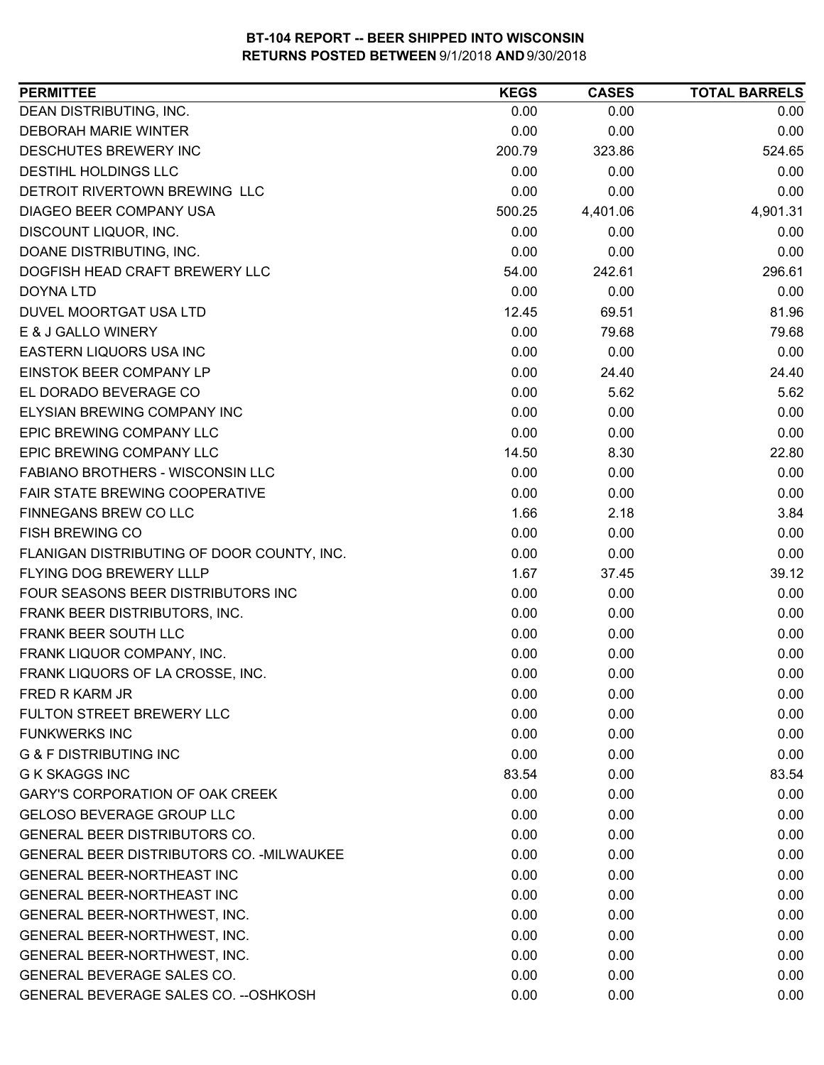**BT-104 REPORT -- BEER SHIPPED INTO WISCONSIN**
**RETURNS POSTED BETWEEN 9/1/2018 AND 9/30/2018**

| PERMITTEE | KEGS | CASES | TOTAL BARRELS |
| --- | --- | --- | --- |
| DEAN DISTRIBUTING, INC. | 0.00 | 0.00 | 0.00 |
| DEBORAH MARIE WINTER | 0.00 | 0.00 | 0.00 |
| DESCHUTES BREWERY INC | 200.79 | 323.86 | 524.65 |
| DESTIHL HOLDINGS LLC | 0.00 | 0.00 | 0.00 |
| DETROIT RIVERTOWN BREWING LLC | 0.00 | 0.00 | 0.00 |
| DIAGEO BEER COMPANY USA | 500.25 | 4,401.06 | 4,901.31 |
| DISCOUNT LIQUOR, INC. | 0.00 | 0.00 | 0.00 |
| DOANE DISTRIBUTING, INC. | 0.00 | 0.00 | 0.00 |
| DOGFISH HEAD CRAFT BREWERY LLC | 54.00 | 242.61 | 296.61 |
| DOYNA LTD | 0.00 | 0.00 | 0.00 |
| DUVEL MOORTGAT USA LTD | 12.45 | 69.51 | 81.96 |
| E & J GALLO WINERY | 0.00 | 79.68 | 79.68 |
| EASTERN LIQUORS USA INC | 0.00 | 0.00 | 0.00 |
| EINSTOK BEER COMPANY LP | 0.00 | 24.40 | 24.40 |
| EL DORADO BEVERAGE CO | 0.00 | 5.62 | 5.62 |
| ELYSIAN BREWING COMPANY INC | 0.00 | 0.00 | 0.00 |
| EPIC BREWING COMPANY LLC | 0.00 | 0.00 | 0.00 |
| EPIC BREWING COMPANY LLC | 14.50 | 8.30 | 22.80 |
| FABIANO BROTHERS - WISCONSIN LLC | 0.00 | 0.00 | 0.00 |
| FAIR STATE BREWING COOPERATIVE | 0.00 | 0.00 | 0.00 |
| FINNEGANS BREW CO LLC | 1.66 | 2.18 | 3.84 |
| FISH BREWING CO | 0.00 | 0.00 | 0.00 |
| FLANIGAN DISTRIBUTING OF DOOR COUNTY, INC. | 0.00 | 0.00 | 0.00 |
| FLYING DOG BREWERY LLLP | 1.67 | 37.45 | 39.12 |
| FOUR SEASONS BEER DISTRIBUTORS INC | 0.00 | 0.00 | 0.00 |
| FRANK BEER DISTRIBUTORS, INC. | 0.00 | 0.00 | 0.00 |
| FRANK BEER SOUTH LLC | 0.00 | 0.00 | 0.00 |
| FRANK LIQUOR COMPANY, INC. | 0.00 | 0.00 | 0.00 |
| FRANK LIQUORS OF LA CROSSE, INC. | 0.00 | 0.00 | 0.00 |
| FRED R KARM JR | 0.00 | 0.00 | 0.00 |
| FULTON STREET BREWERY LLC | 0.00 | 0.00 | 0.00 |
| FUNKWERKS INC | 0.00 | 0.00 | 0.00 |
| G & F DISTRIBUTING INC | 0.00 | 0.00 | 0.00 |
| G K SKAGGS INC | 83.54 | 0.00 | 83.54 |
| GARY'S CORPORATION OF OAK CREEK | 0.00 | 0.00 | 0.00 |
| GELOSO BEVERAGE GROUP LLC | 0.00 | 0.00 | 0.00 |
| GENERAL BEER DISTRIBUTORS CO. | 0.00 | 0.00 | 0.00 |
| GENERAL BEER DISTRIBUTORS CO. -MILWAUKEE | 0.00 | 0.00 | 0.00 |
| GENERAL BEER-NORTHEAST INC | 0.00 | 0.00 | 0.00 |
| GENERAL BEER-NORTHEAST INC | 0.00 | 0.00 | 0.00 |
| GENERAL BEER-NORTHWEST, INC. | 0.00 | 0.00 | 0.00 |
| GENERAL BEER-NORTHWEST, INC. | 0.00 | 0.00 | 0.00 |
| GENERAL BEER-NORTHWEST, INC. | 0.00 | 0.00 | 0.00 |
| GENERAL BEVERAGE SALES CO. | 0.00 | 0.00 | 0.00 |
| GENERAL BEVERAGE SALES CO. --OSHKOSH | 0.00 | 0.00 | 0.00 |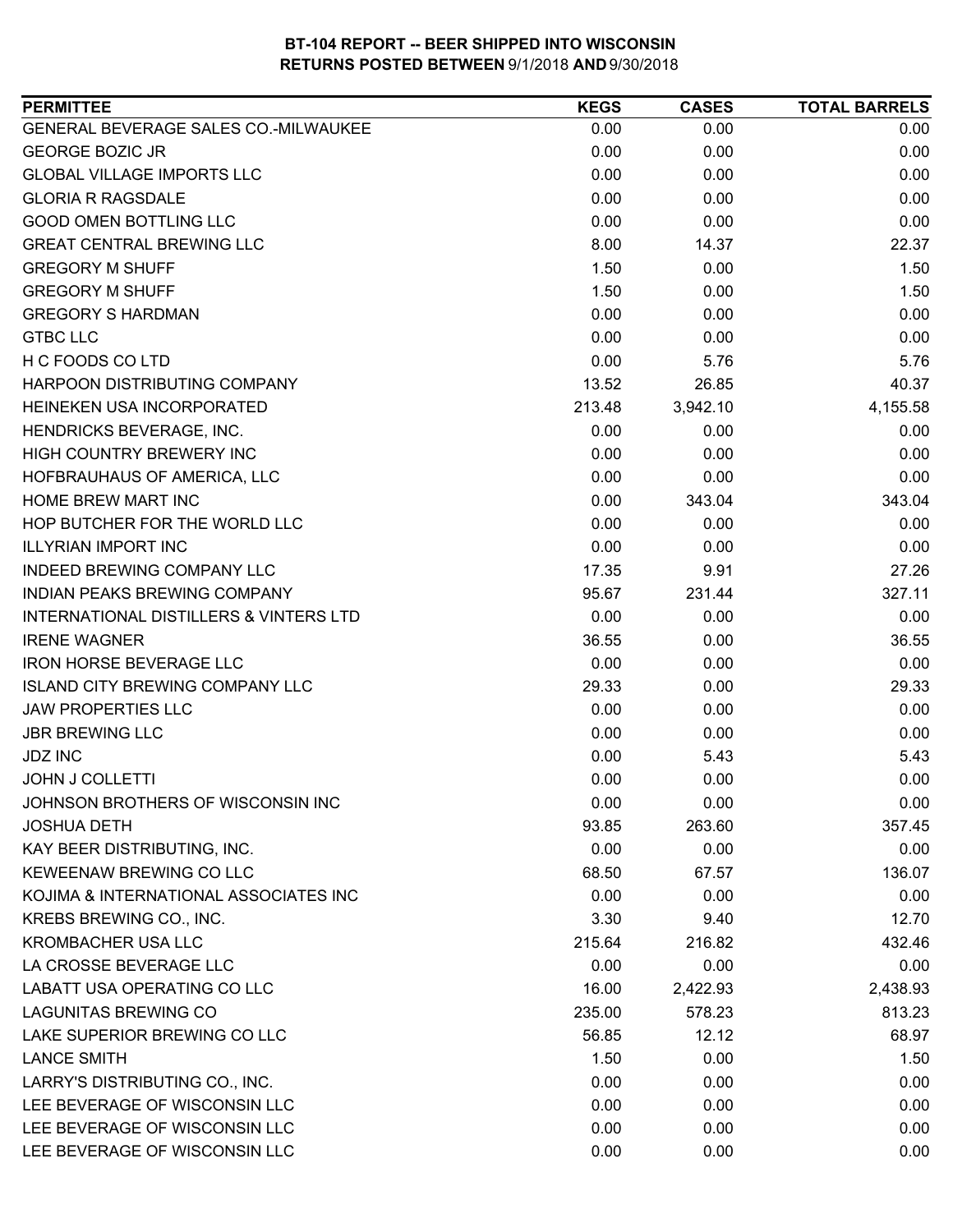**BT-104 REPORT -- BEER SHIPPED INTO WISCONSIN**
**RETURNS POSTED BETWEEN 9/1/2018 AND 9/30/2018**

| PERMITTEE | KEGS | CASES | TOTAL BARRELS |
|---|---|---|---|
| GENERAL BEVERAGE SALES CO.-MILWAUKEE | 0.00 | 0.00 | 0.00 |
| GEORGE BOZIC JR | 0.00 | 0.00 | 0.00 |
| GLOBAL VILLAGE IMPORTS LLC | 0.00 | 0.00 | 0.00 |
| GLORIA R RAGSDALE | 0.00 | 0.00 | 0.00 |
| GOOD OMEN BOTTLING LLC | 0.00 | 0.00 | 0.00 |
| GREAT CENTRAL BREWING LLC | 8.00 | 14.37 | 22.37 |
| GREGORY M SHUFF | 1.50 | 0.00 | 1.50 |
| GREGORY M SHUFF | 1.50 | 0.00 | 1.50 |
| GREGORY S HARDMAN | 0.00 | 0.00 | 0.00 |
| GTBC LLC | 0.00 | 0.00 | 0.00 |
| H C FOODS CO LTD | 0.00 | 5.76 | 5.76 |
| HARPOON DISTRIBUTING COMPANY | 13.52 | 26.85 | 40.37 |
| HEINEKEN USA INCORPORATED | 213.48 | 3,942.10 | 4,155.58 |
| HENDRICKS BEVERAGE, INC. | 0.00 | 0.00 | 0.00 |
| HIGH COUNTRY BREWERY INC | 0.00 | 0.00 | 0.00 |
| HOFBRAUHAUS OF AMERICA, LLC | 0.00 | 0.00 | 0.00 |
| HOME BREW MART INC | 0.00 | 343.04 | 343.04 |
| HOP BUTCHER FOR THE WORLD LLC | 0.00 | 0.00 | 0.00 |
| ILLYRIAN IMPORT INC | 0.00 | 0.00 | 0.00 |
| INDEED BREWING COMPANY LLC | 17.35 | 9.91 | 27.26 |
| INDIAN PEAKS BREWING COMPANY | 95.67 | 231.44 | 327.11 |
| INTERNATIONAL DISTILLERS & VINTERS LTD | 0.00 | 0.00 | 0.00 |
| IRENE WAGNER | 36.55 | 0.00 | 36.55 |
| IRON HORSE BEVERAGE LLC | 0.00 | 0.00 | 0.00 |
| ISLAND CITY BREWING COMPANY LLC | 29.33 | 0.00 | 29.33 |
| JAW PROPERTIES LLC | 0.00 | 0.00 | 0.00 |
| JBR BREWING LLC | 0.00 | 0.00 | 0.00 |
| JDZ INC | 0.00 | 5.43 | 5.43 |
| JOHN J COLLETTI | 0.00 | 0.00 | 0.00 |
| JOHNSON BROTHERS OF WISCONSIN INC | 0.00 | 0.00 | 0.00 |
| JOSHUA DETH | 93.85 | 263.60 | 357.45 |
| KAY BEER DISTRIBUTING, INC. | 0.00 | 0.00 | 0.00 |
| KEWEENAW BREWING CO LLC | 68.50 | 67.57 | 136.07 |
| KOJIMA & INTERNATIONAL ASSOCIATES INC | 0.00 | 0.00 | 0.00 |
| KREBS BREWING CO., INC. | 3.30 | 9.40 | 12.70 |
| KROMBACHER USA LLC | 215.64 | 216.82 | 432.46 |
| LA CROSSE BEVERAGE LLC | 0.00 | 0.00 | 0.00 |
| LABATT USA OPERATING CO LLC | 16.00 | 2,422.93 | 2,438.93 |
| LAGUNITAS BREWING CO | 235.00 | 578.23 | 813.23 |
| LAKE SUPERIOR BREWING CO LLC | 56.85 | 12.12 | 68.97 |
| LANCE SMITH | 1.50 | 0.00 | 1.50 |
| LARRY'S DISTRIBUTING CO., INC. | 0.00 | 0.00 | 0.00 |
| LEE BEVERAGE OF WISCONSIN LLC | 0.00 | 0.00 | 0.00 |
| LEE BEVERAGE OF WISCONSIN LLC | 0.00 | 0.00 | 0.00 |
| LEE BEVERAGE OF WISCONSIN LLC | 0.00 | 0.00 | 0.00 |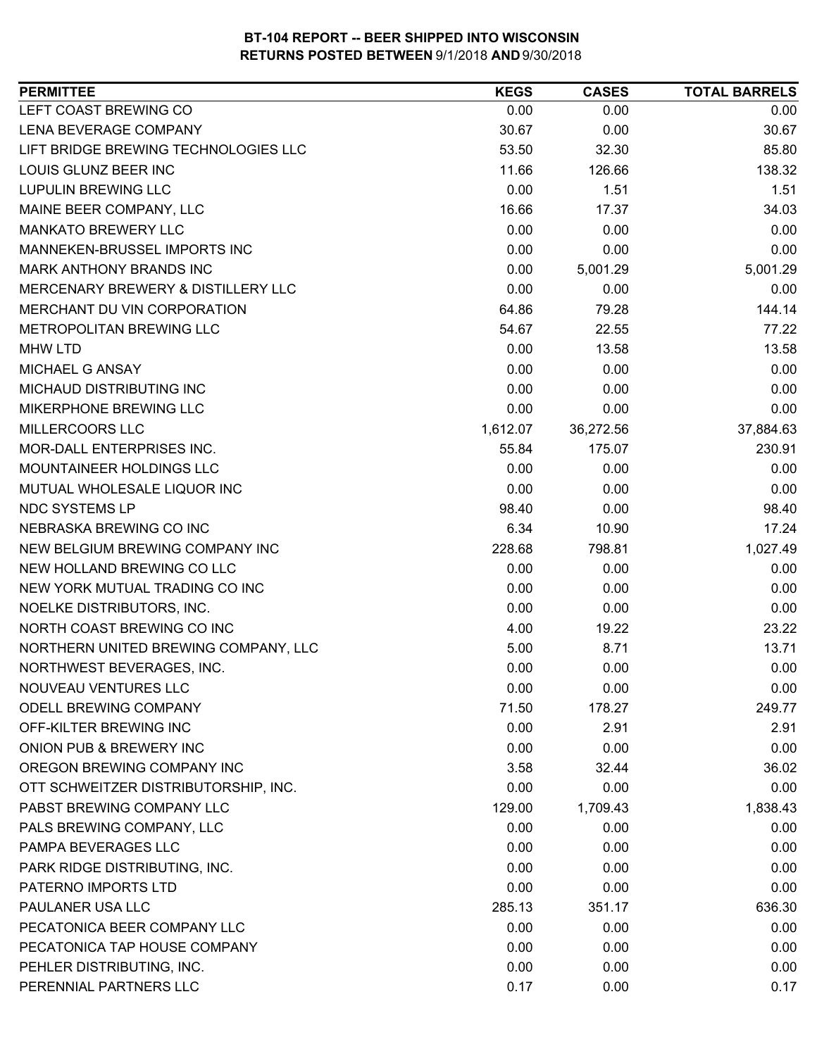**BT-104 REPORT -- BEER SHIPPED INTO WISCONSIN**
**RETURNS POSTED BETWEEN 9/1/2018 AND 9/30/2018**

| PERMITTEE | KEGS | CASES | TOTAL BARRELS |
|---|---|---|---|
| LEFT COAST BREWING CO | 0.00 | 0.00 | 0.00 |
| LENA BEVERAGE COMPANY | 30.67 | 0.00 | 30.67 |
| LIFT BRIDGE BREWING TECHNOLOGIES LLC | 53.50 | 32.30 | 85.80 |
| LOUIS GLUNZ BEER INC | 11.66 | 126.66 | 138.32 |
| LUPULIN BREWING LLC | 0.00 | 1.51 | 1.51 |
| MAINE BEER COMPANY, LLC | 16.66 | 17.37 | 34.03 |
| MANKATO BREWERY LLC | 0.00 | 0.00 | 0.00 |
| MANNEKEN-BRUSSEL IMPORTS INC | 0.00 | 0.00 | 0.00 |
| MARK ANTHONY BRANDS INC | 0.00 | 5,001.29 | 5,001.29 |
| MERCENARY BREWERY & DISTILLERY LLC | 0.00 | 0.00 | 0.00 |
| MERCHANT DU VIN CORPORATION | 64.86 | 79.28 | 144.14 |
| METROPOLITAN BREWING LLC | 54.67 | 22.55 | 77.22 |
| MHW LTD | 0.00 | 13.58 | 13.58 |
| MICHAEL G ANSAY | 0.00 | 0.00 | 0.00 |
| MICHAUD DISTRIBUTING INC | 0.00 | 0.00 | 0.00 |
| MIKERPHONE BREWING LLC | 0.00 | 0.00 | 0.00 |
| MILLERCOORS LLC | 1,612.07 | 36,272.56 | 37,884.63 |
| MOR-DALL ENTERPRISES INC. | 55.84 | 175.07 | 230.91 |
| MOUNTAINEER HOLDINGS LLC | 0.00 | 0.00 | 0.00 |
| MUTUAL WHOLESALE LIQUOR INC | 0.00 | 0.00 | 0.00 |
| NDC SYSTEMS LP | 98.40 | 0.00 | 98.40 |
| NEBRASKA BREWING CO INC | 6.34 | 10.90 | 17.24 |
| NEW BELGIUM BREWING COMPANY INC | 228.68 | 798.81 | 1,027.49 |
| NEW HOLLAND BREWING CO LLC | 0.00 | 0.00 | 0.00 |
| NEW YORK MUTUAL TRADING CO INC | 0.00 | 0.00 | 0.00 |
| NOELKE DISTRIBUTORS, INC. | 0.00 | 0.00 | 0.00 |
| NORTH COAST BREWING CO INC | 4.00 | 19.22 | 23.22 |
| NORTHERN UNITED BREWING COMPANY, LLC | 5.00 | 8.71 | 13.71 |
| NORTHWEST BEVERAGES, INC. | 0.00 | 0.00 | 0.00 |
| NOUVEAU VENTURES LLC | 0.00 | 0.00 | 0.00 |
| ODELL BREWING COMPANY | 71.50 | 178.27 | 249.77 |
| OFF-KILTER BREWING INC | 0.00 | 2.91 | 2.91 |
| ONION PUB & BREWERY INC | 0.00 | 0.00 | 0.00 |
| OREGON BREWING COMPANY INC | 3.58 | 32.44 | 36.02 |
| OTT SCHWEITZER DISTRIBUTORSHIP, INC. | 0.00 | 0.00 | 0.00 |
| PABST BREWING COMPANY LLC | 129.00 | 1,709.43 | 1,838.43 |
| PALS BREWING COMPANY, LLC | 0.00 | 0.00 | 0.00 |
| PAMPA BEVERAGES LLC | 0.00 | 0.00 | 0.00 |
| PARK RIDGE DISTRIBUTING, INC. | 0.00 | 0.00 | 0.00 |
| PATERNO IMPORTS LTD | 0.00 | 0.00 | 0.00 |
| PAULANER USA LLC | 285.13 | 351.17 | 636.30 |
| PECATONICA BEER COMPANY LLC | 0.00 | 0.00 | 0.00 |
| PECATONICA TAP HOUSE COMPANY | 0.00 | 0.00 | 0.00 |
| PEHLER DISTRIBUTING, INC. | 0.00 | 0.00 | 0.00 |
| PERENNIAL PARTNERS LLC | 0.17 | 0.00 | 0.17 |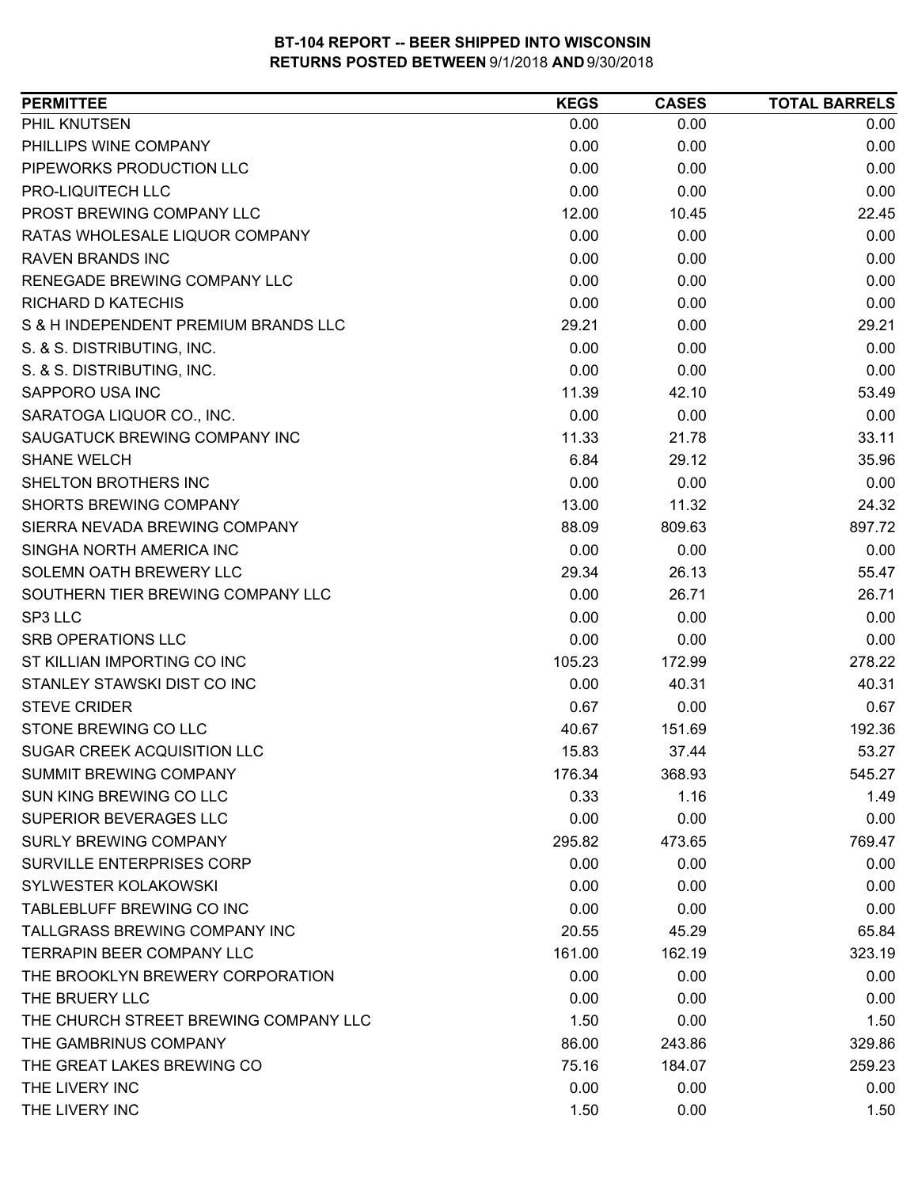**BT-104 REPORT -- BEER SHIPPED INTO WISCONSIN**
**RETURNS POSTED BETWEEN 9/1/2018 AND 9/30/2018**

| PERMITTEE | KEGS | CASES | TOTAL BARRELS |
|---|---|---|---|
| PHIL KNUTSEN | 0.00 | 0.00 | 0.00 |
| PHILLIPS WINE COMPANY | 0.00 | 0.00 | 0.00 |
| PIPEWORKS PRODUCTION LLC | 0.00 | 0.00 | 0.00 |
| PRO-LIQUITECH LLC | 0.00 | 0.00 | 0.00 |
| PROST BREWING COMPANY LLC | 12.00 | 10.45 | 22.45 |
| RATAS WHOLESALE LIQUOR COMPANY | 0.00 | 0.00 | 0.00 |
| RAVEN BRANDS INC | 0.00 | 0.00 | 0.00 |
| RENEGADE BREWING COMPANY LLC | 0.00 | 0.00 | 0.00 |
| RICHARD D KATECHIS | 0.00 | 0.00 | 0.00 |
| S & H INDEPENDENT PREMIUM BRANDS LLC | 29.21 | 0.00 | 29.21 |
| S. & S. DISTRIBUTING, INC. | 0.00 | 0.00 | 0.00 |
| S. & S. DISTRIBUTING, INC. | 0.00 | 0.00 | 0.00 |
| SAPPORO USA INC | 11.39 | 42.10 | 53.49 |
| SARATOGA LIQUOR CO., INC. | 0.00 | 0.00 | 0.00 |
| SAUGATUCK BREWING COMPANY INC | 11.33 | 21.78 | 33.11 |
| SHANE WELCH | 6.84 | 29.12 | 35.96 |
| SHELTON BROTHERS INC | 0.00 | 0.00 | 0.00 |
| SHORTS BREWING COMPANY | 13.00 | 11.32 | 24.32 |
| SIERRA NEVADA BREWING COMPANY | 88.09 | 809.63 | 897.72 |
| SINGHA NORTH AMERICA INC | 0.00 | 0.00 | 0.00 |
| SOLEMN OATH BREWERY LLC | 29.34 | 26.13 | 55.47 |
| SOUTHERN TIER BREWING COMPANY LLC | 0.00 | 26.71 | 26.71 |
| SP3 LLC | 0.00 | 0.00 | 0.00 |
| SRB OPERATIONS LLC | 0.00 | 0.00 | 0.00 |
| ST KILLIAN IMPORTING CO INC | 105.23 | 172.99 | 278.22 |
| STANLEY STAWSKI DIST CO INC | 0.00 | 40.31 | 40.31 |
| STEVE CRIDER | 0.67 | 0.00 | 0.67 |
| STONE BREWING CO LLC | 40.67 | 151.69 | 192.36 |
| SUGAR CREEK ACQUISITION LLC | 15.83 | 37.44 | 53.27 |
| SUMMIT BREWING COMPANY | 176.34 | 368.93 | 545.27 |
| SUN KING BREWING CO LLC | 0.33 | 1.16 | 1.49 |
| SUPERIOR BEVERAGES LLC | 0.00 | 0.00 | 0.00 |
| SURLY BREWING COMPANY | 295.82 | 473.65 | 769.47 |
| SURVILLE ENTERPRISES CORP | 0.00 | 0.00 | 0.00 |
| SYLWESTER KOLAKOWSKI | 0.00 | 0.00 | 0.00 |
| TABLEBLUFF BREWING CO INC | 0.00 | 0.00 | 0.00 |
| TALLGRASS BREWING COMPANY INC | 20.55 | 45.29 | 65.84 |
| TERRAPIN BEER COMPANY LLC | 161.00 | 162.19 | 323.19 |
| THE BROOKLYN BREWERY CORPORATION | 0.00 | 0.00 | 0.00 |
| THE BRUERY LLC | 0.00 | 0.00 | 0.00 |
| THE CHURCH STREET BREWING COMPANY LLC | 1.50 | 0.00 | 1.50 |
| THE GAMBRINUS COMPANY | 86.00 | 243.86 | 329.86 |
| THE GREAT LAKES BREWING CO | 75.16 | 184.07 | 259.23 |
| THE LIVERY INC | 0.00 | 0.00 | 0.00 |
| THE LIVERY INC | 1.50 | 0.00 | 1.50 |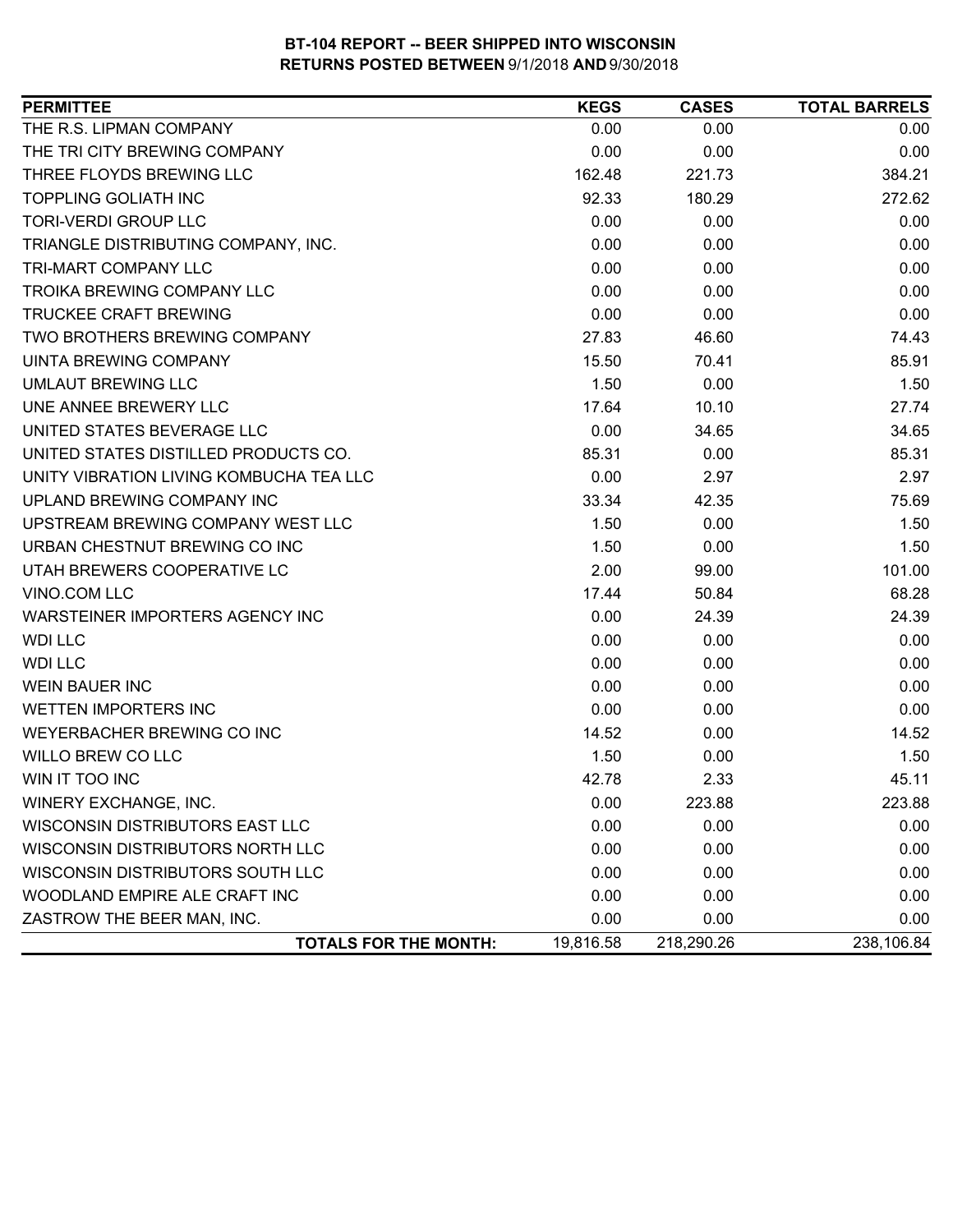# BT-104 REPORT -- BEER SHIPPED INTO WISCONSIN
## RETURNS POSTED BETWEEN 9/1/2018 AND 9/30/2018

| PERMITTEE | KEGS | CASES | TOTAL BARRELS |
|---|---|---|---|
| THE R.S. LIPMAN COMPANY | 0.00 | 0.00 | 0.00 |
| THE TRI CITY BREWING COMPANY | 0.00 | 0.00 | 0.00 |
| THREE FLOYDS BREWING LLC | 162.48 | 221.73 | 384.21 |
| TOPPLING GOLIATH INC | 92.33 | 180.29 | 272.62 |
| TORI-VERDI GROUP LLC | 0.00 | 0.00 | 0.00 |
| TRIANGLE DISTRIBUTING COMPANY, INC. | 0.00 | 0.00 | 0.00 |
| TRI-MART COMPANY LLC | 0.00 | 0.00 | 0.00 |
| TROIKA BREWING COMPANY LLC | 0.00 | 0.00 | 0.00 |
| TRUCKEE CRAFT BREWING | 0.00 | 0.00 | 0.00 |
| TWO BROTHERS BREWING COMPANY | 27.83 | 46.60 | 74.43 |
| UINTA BREWING COMPANY | 15.50 | 70.41 | 85.91 |
| UMLAUT BREWING LLC | 1.50 | 0.00 | 1.50 |
| UNE ANNEE BREWERY LLC | 17.64 | 10.10 | 27.74 |
| UNITED STATES BEVERAGE LLC | 0.00 | 34.65 | 34.65 |
| UNITED STATES DISTILLED PRODUCTS CO. | 85.31 | 0.00 | 85.31 |
| UNITY VIBRATION LIVING KOMBUCHA TEA LLC | 0.00 | 2.97 | 2.97 |
| UPLAND BREWING COMPANY INC | 33.34 | 42.35 | 75.69 |
| UPSTREAM BREWING COMPANY WEST LLC | 1.50 | 0.00 | 1.50 |
| URBAN CHESTNUT BREWING CO INC | 1.50 | 0.00 | 1.50 |
| UTAH BREWERS COOPERATIVE LC | 2.00 | 99.00 | 101.00 |
| VINO.COM LLC | 17.44 | 50.84 | 68.28 |
| WARSTEINER IMPORTERS AGENCY INC | 0.00 | 24.39 | 24.39 |
| WDI LLC | 0.00 | 0.00 | 0.00 |
| WDI LLC | 0.00 | 0.00 | 0.00 |
| WEIN BAUER INC | 0.00 | 0.00 | 0.00 |
| WETTEN IMPORTERS INC | 0.00 | 0.00 | 0.00 |
| WEYERBACHER BREWING CO INC | 14.52 | 0.00 | 14.52 |
| WILLO BREW CO LLC | 1.50 | 0.00 | 1.50 |
| WIN IT TOO INC | 42.78 | 2.33 | 45.11 |
| WINERY EXCHANGE, INC. | 0.00 | 223.88 | 223.88 |
| WISCONSIN DISTRIBUTORS EAST LLC | 0.00 | 0.00 | 0.00 |
| WISCONSIN DISTRIBUTORS NORTH LLC | 0.00 | 0.00 | 0.00 |
| WISCONSIN DISTRIBUTORS SOUTH LLC | 0.00 | 0.00 | 0.00 |
| WOODLAND EMPIRE ALE CRAFT INC | 0.00 | 0.00 | 0.00 |
| ZASTROW THE BEER MAN, INC. | 0.00 | 0.00 | 0.00 |
| **TOTALS FOR THE MONTH:** | 19,816.58 | 218,290.26 | 238,106.84 |